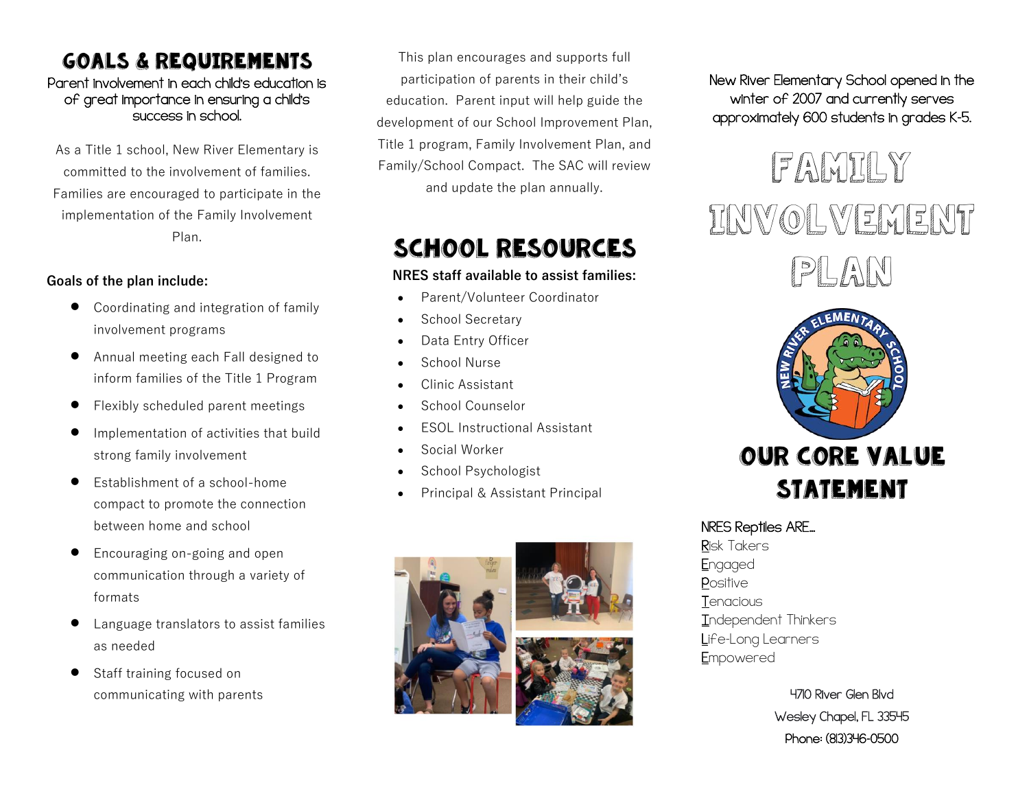## GOALS & REQUIREMENTS

Parent involvement in each child's education is of great importance in ensuring a child's success in school.

As a Title 1 school, New River Elementary is committed to the involvement of families. Families are encouraged to participate in the implementation of the Family Involvement Plan.

**Goals of the plan include:**

- Coordinating and integration of family involvement programs
- Annual meeting each Fall designed to inform families of the Title 1 Program
- Flexibly scheduled parent meetings
- Implementation of activities that build strong family involvement
- Establishment of a school-home compact to promote the connection between home and school
- Encouraging on-going and open communication through a variety of formats
- Language translators to assist families as needed
- Staff training focused on communicating with parents

This plan encourages and supports full participation of parents in their child's education. Parent input will help guide the development of our School Improvement Plan, Title 1 program, Family Involvement Plan, and Family/School Compact. The SAC will review and update the plan annually.

## SCHOOL RESOURCES

**NRES staff available to assist families:**

- Parent/Volunteer Coordinator
- School Secretary
- Data Entry Officer
- School Nurse
- Clinic Assistant
- School Counselor
- ESOL Instructional Assistant
- Social Worker
- School Psychologist
- Principal & Assistant Principal

New River Elementary School opened in the winter of 2007 and currently serves approximately 600 students in grades K-5.

# FAMILY INVOLVEMENT PLAN

## OUR CORE VALUE STATEMENT

NRES Reptiles ARE...
Risk Takers
Engaged
Positive
Tenacious
Independent Thinkers
Life-Long Learners
Empowered

4710 River Glen Blvd
Wesley Chapel, FL 33545
Phone: (813)346-0500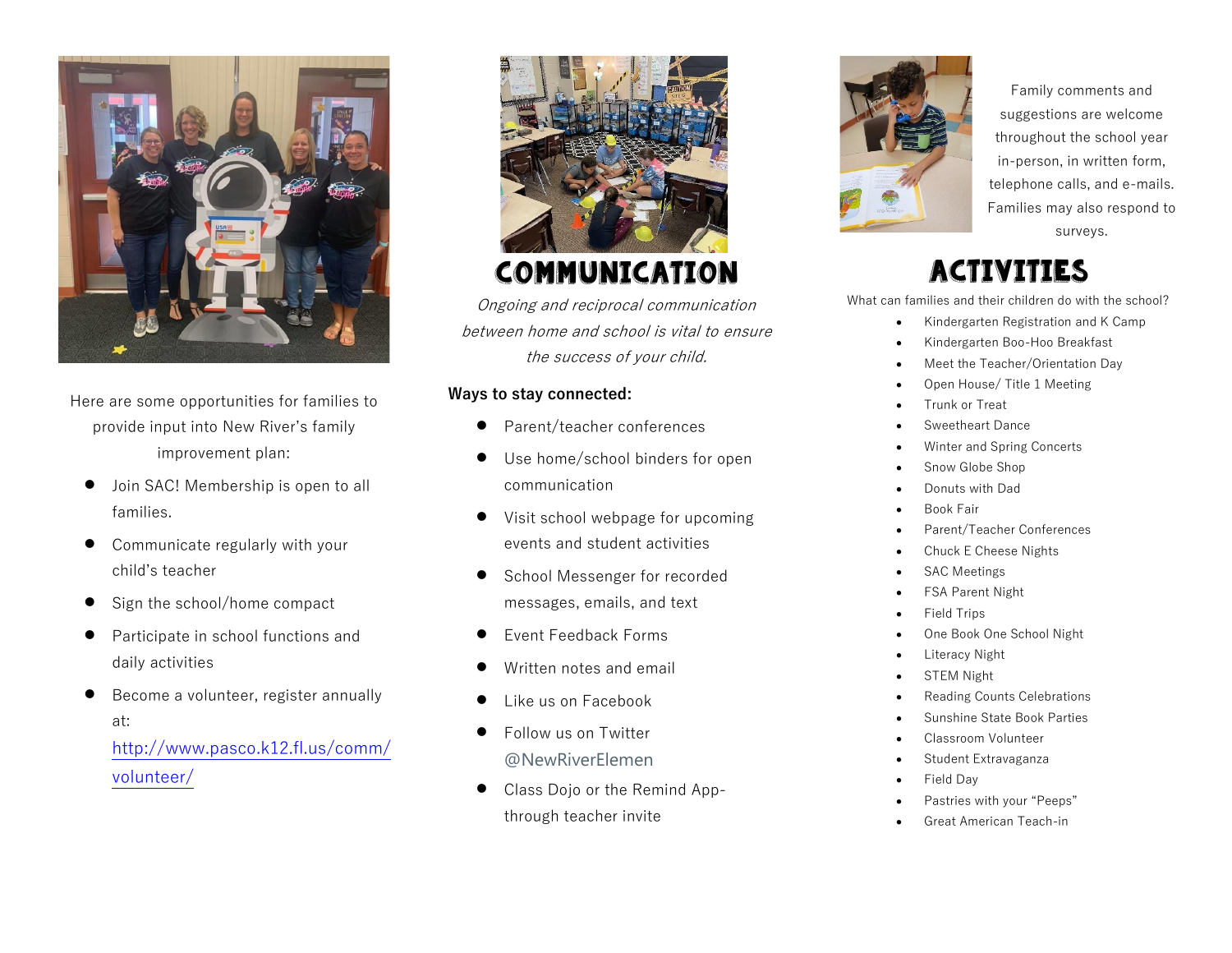Here are some opportunities for families to provide input into New River's family improvement plan:

- Join SAC! Membership is open to all families.
- Communicate regularly with your child's teacher
- Sign the school/home compact
- Participate in school functions and daily activities
- Become a volunteer, register annually at: http://www.pasco.k12.fl.us/comm/volunteer/

# COMMUNICATION

*Ongoing and reciprocal communication between home and school is vital to ensure the success of your child.*

**Ways to stay connected:**

- Parent/teacher conferences
- Use home/school binders for open communication
- Visit school webpage for upcoming events and student activities
- School Messenger for recorded messages, emails, and text
- Event Feedback Forms
- Written notes and email
- Like us on Facebook
- Follow us on Twitter @NewRiverElemen
- Class Dojo or the Remind App- through teacher invite

Family comments and suggestions are welcome throughout the school year in-person, in written form, telephone calls, and e-mails. Families may also respond to surveys.

# ACTIVITIES

What can families and their children do with the school?

- Kindergarten Registration and K Camp
- Kindergarten Boo-Hoo Breakfast
- Meet the Teacher/Orientation Day
- Open House/ Title 1 Meeting
- Trunk or Treat
- Sweetheart Dance
- Winter and Spring Concerts
- Snow Globe Shop
- Donuts with Dad
- Book Fair
- Parent/Teacher Conferences
- Chuck E Cheese Nights
- SAC Meetings
- FSA Parent Night
- Field Trips
- One Book One School Night
- Literacy Night
- STEM Night
- Reading Counts Celebrations
- Sunshine State Book Parties
- Classroom Volunteer
- Student Extravaganza
- Field Day
- Pastries with your "Peeps"
- Great American Teach-in